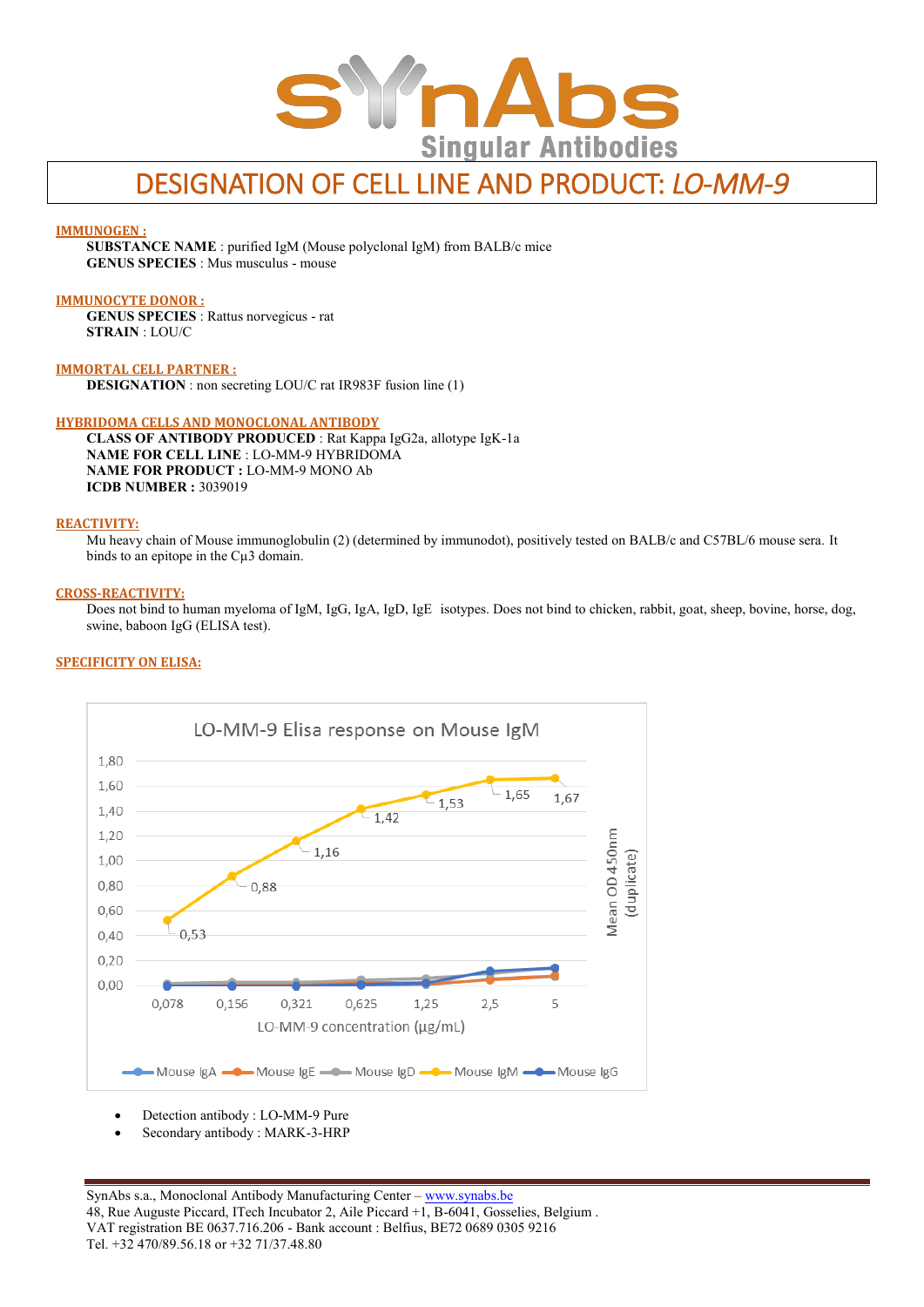# DESIGNATION OF CELL LINE AND PRODUCT: *LO-MM-9*

**IMMUNOGEN :**

**SUBSTANCE NAME** : purified IgM (Mouse polyclonal IgM) from BALB/c mice
**GENUS SPECIES** : Mus musculus - mouse

**IMMUNOCYTE DONOR :**

**GENUS SPECIES** : Rattus norvegicus - rat
**STRAIN** : LOU/C

**IMMORTAL CELL PARTNER :**

**DESIGNATION** : non secreting LOU/C rat IR983F fusion line (1)

**HYBRIDOMA CELLS AND MONOCLONAL ANTIBODY**

**CLASS OF ANTIBODY PRODUCED** : Rat Kappa IgG2a, allotype IgK-1a
**NAME FOR CELL LINE** : LO-MM-9 HYBRIDOMA
**NAME FOR PRODUCT :** LO-MM-9 MONO Ab
**ICDB NUMBER :** 3039019

**REACTIVITY:**

Mu heavy chain of Mouse immunoglobulin (2) (determined by immunodot), positively tested on BALB/c and C57BL/6 mouse sera. It binds to an epitope in the Cμ3 domain.

**CROSS-REACTIVITY:**

Does not bind to human myeloma of IgM, IgG, IgA, IgD, IgE isotypes. Does not bind to chicken, rabbit, goat, sheep, bovine, horse, dog, swine, baboon IgG (ELISA test).

**SPECIFICITY ON ELISA:**

LO-MM-9 Elisa response on Mouse IgM

| LO-MM-9 concentration (µg/mL) | 0,078 | 0,156 | 0,321 | 0,625 | 1,25 | 2,5 | 5 |
|---|---|---|---|---|---|---|---|
| Mouse IgM (Mean OD 450nm, duplicate) | 0,53 | 0,88 | 1,16 | 1,42 | 1,53 | 1,65 | 1,67 |

Series: Mouse IgA, Mouse IgE, Mouse IgD, Mouse IgM, Mouse IgG

- Detection antibody : LO-MM-9 Pure
- Secondary antibody : MARK-3-HRP

SynAbs s.a., Monoclonal Antibody Manufacturing Center – www.synabs.be
48, Rue Auguste Piccard, ITech Incubator 2, Aile Piccard +1, B-6041, Gosselies, Belgium .
VAT registration BE 0637.716.206 - Bank account : Belfius, BE72 0689 0305 9216
Tel. +32 470/89.56.18 or +32 71/37.48.80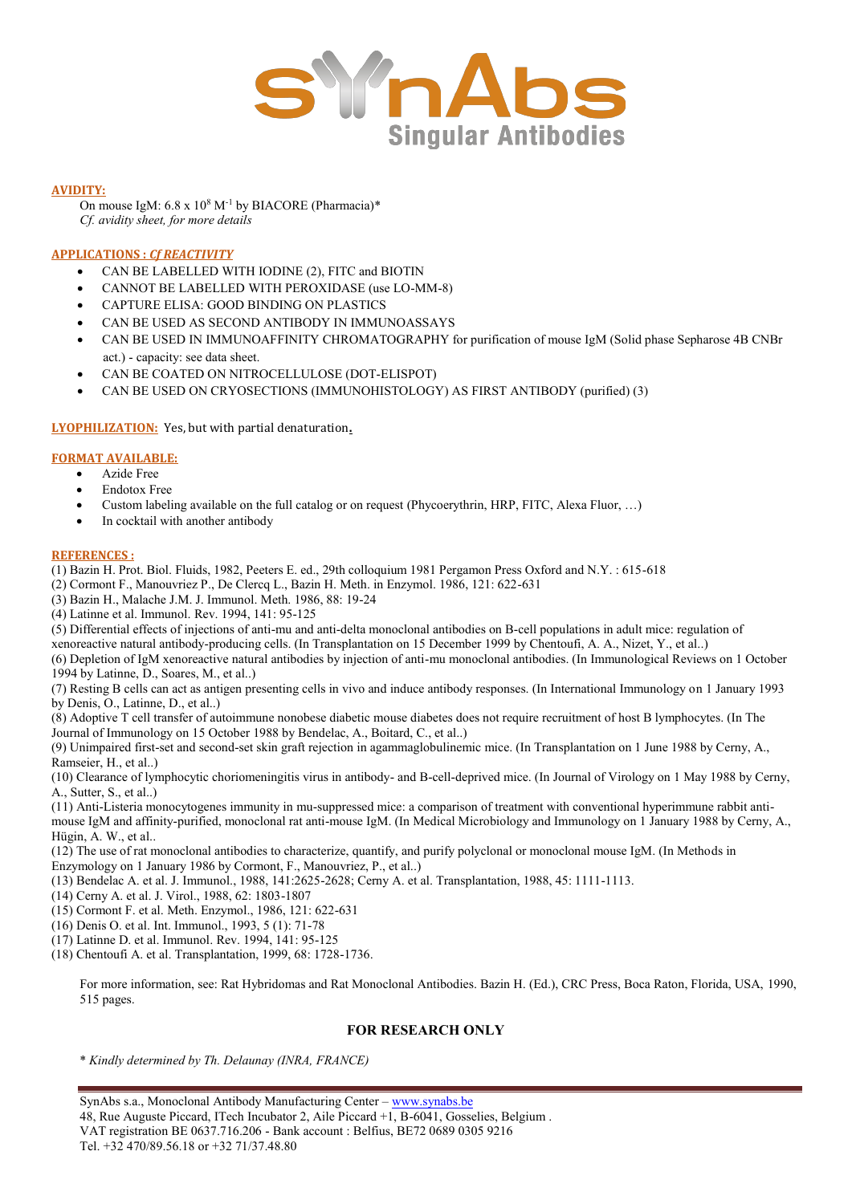**AVIDITY:**

On mouse IgM: 6.8 x $10^8$ $M^{-1}$ by BIACORE (Pharmacia)*
*Cf. avidity sheet, for more details*

**APPLICATIONS : *Cf REACTIVITY***

- CAN BE LABELLED WITH IODINE (2), FITC and BIOTIN
- CANNOT BE LABELLED WITH PEROXIDASE (use LO-MM-8)
- CAPTURE ELISA: GOOD BINDING ON PLASTICS
- CAN BE USED AS SECOND ANTIBODY IN IMMUNOASSAYS
- CAN BE USED IN IMMUNOAFFINITY CHROMATOGRAPHY for purification of mouse IgM (Solid phase Sepharose 4B CNBr act.) - capacity: see data sheet.
- CAN BE COATED ON NITROCELLULOSE (DOT-ELISPOT)
- CAN BE USED ON CRYOSECTIONS (IMMUNOHISTOLOGY) AS FIRST ANTIBODY (purified) (3)

**LYOPHILIZATION:** Yes, but with partial denaturation.

**FORMAT AVAILABLE:**

- Azide Free
- Endotox Free
- Custom labeling available on the full catalog or on request (Phycoerythrin, HRP, FITC, Alexa Fluor, …)
- In cocktail with another antibody

**REFERENCES :**

(1) Bazin H. Prot. Biol. Fluids, 1982, Peeters E. ed., 29th colloquium 1981 Pergamon Press Oxford and N.Y. : 615-618
(2) Cormont F., Manouvriez P., De Clercq L., Bazin H. Meth. in Enzymol. 1986, 121: 622-631
(3) Bazin H., Malache J.M. J. Immunol. Meth. 1986, 88: 19-24
(4) Latinne et al. Immunol. Rev. 1994, 141: 95-125
(5) Differential effects of injections of anti-mu and anti-delta monoclonal antibodies on B-cell populations in adult mice: regulation of xenoreactive natural antibody-producing cells. (In Transplantation on 15 December 1999 by Chentoufi, A. A., Nizet, Y., et al..)
(6) Depletion of IgM xenoreactive natural antibodies by injection of anti-mu monoclonal antibodies. (In Immunological Reviews on 1 October 1994 by Latinne, D., Soares, M., et al..)
(7) Resting B cells can act as antigen presenting cells in vivo and induce antibody responses. (In International Immunology on 1 January 1993 by Denis, O., Latinne, D., et al..)
(8) Adoptive T cell transfer of autoimmune nonobese diabetic mouse diabetes does not require recruitment of host B lymphocytes. (In The Journal of Immunology on 15 October 1988 by Bendelac, A., Boitard, C., et al..)
(9) Unimpaired first-set and second-set skin graft rejection in agammaglobulinemic mice. (In Transplantation on 1 June 1988 by Cerny, A., Ramseier, H., et al..)
(10) Clearance of lymphocytic choriomeningitis virus in antibody- and B-cell-deprived mice. (In Journal of Virology on 1 May 1988 by Cerny, A., Sutter, S., et al..)
(11) Anti-Listeria monocytogenes immunity in mu-suppressed mice: a comparison of treatment with conventional hyperimmune rabbit anti-mouse IgM and affinity-purified, monoclonal rat anti-mouse IgM. (In Medical Microbiology and Immunology on 1 January 1988 by Cerny, A., Hügin, A. W., et al..
(12) The use of rat monoclonal antibodies to characterize, quantify, and purify polyclonal or monoclonal mouse IgM. (In Methods in Enzymology on 1 January 1986 by Cormont, F., Manouvriez, P., et al..)
(13) Bendelac A. et al. J. Immunol., 1988, 141:2625-2628; Cerny A. et al. Transplantation, 1988, 45: 1111-1113.
(14) Cerny A. et al. J. Virol., 1988, 62: 1803-1807
(15) Cormont F. et al. Meth. Enzymol., 1986, 121: 622-631
(16) Denis O. et al. Int. Immunol., 1993, 5 (1): 71-78
(17) Latinne D. et al. Immunol. Rev. 1994, 141: 95-125
(18) Chentoufi A. et al. Transplantation, 1999, 68: 1728-1736.

For more information, see: Rat Hybridomas and Rat Monoclonal Antibodies. Bazin H. (Ed.), CRC Press, Boca Raton, Florida, USA, 1990, 515 pages.

**FOR RESEARCH ONLY**

\* *Kindly determined by Th. Delaunay (INRA, FRANCE)*

SynAbs s.a., Monoclonal Antibody Manufacturing Center – www.synabs.be
48, Rue Auguste Piccard, ITech Incubator 2, Aile Piccard +1, B-6041, Gosselies, Belgium .
VAT registration BE 0637.716.206 - Bank account : Belfius, BE72 0689 0305 9216
Tel. +32 470/89.56.18 or +32 71/37.48.80